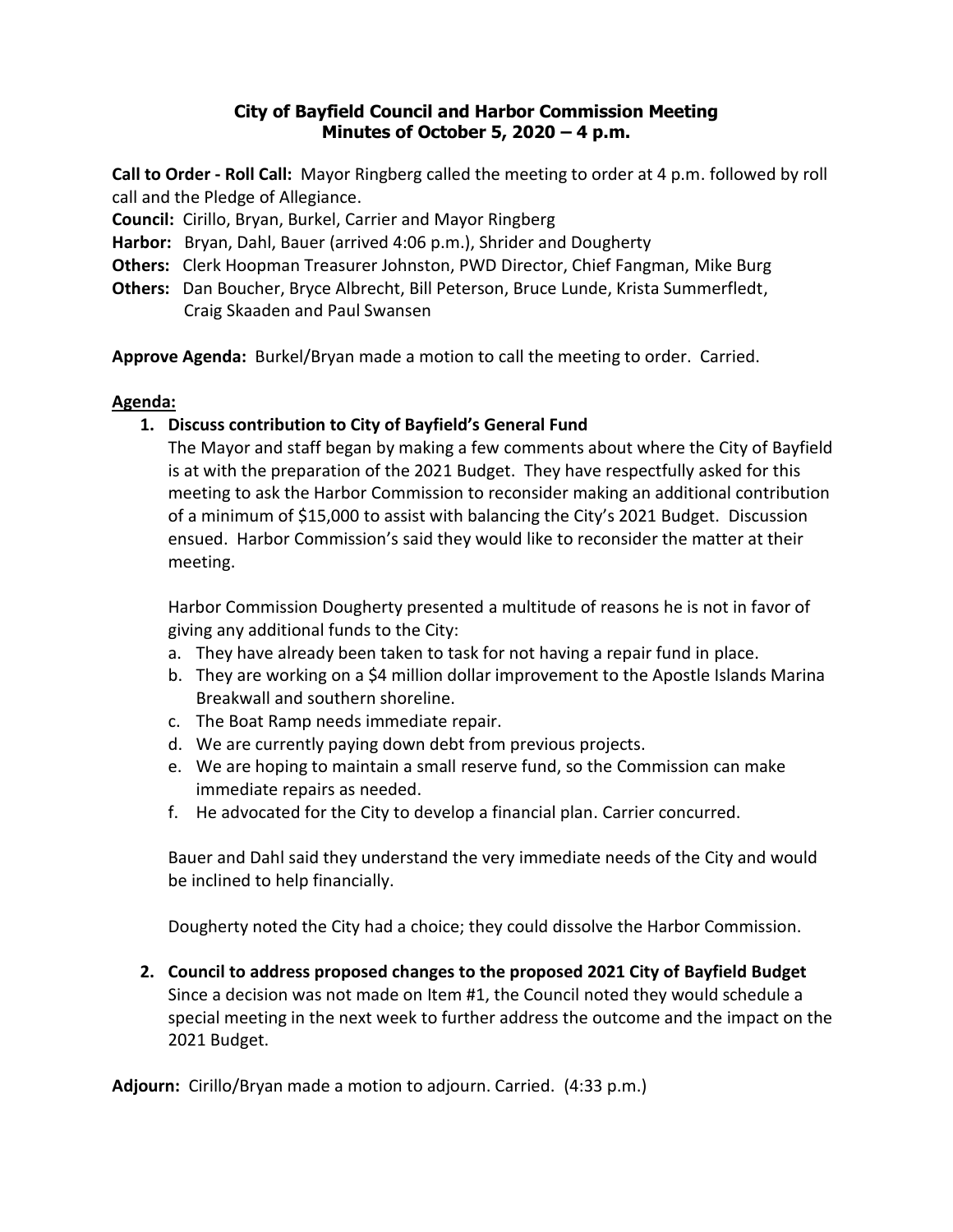# City of Bayfield Council and Harbor Commission Meeting
## Minutes of October 5, 2020 – 4 p.m.

**Call to Order - Roll Call:** Mayor Ringberg called the meeting to order at 4 p.m. followed by roll call and the Pledge of Allegiance.

**Council:** Cirillo, Bryan, Burkel, Carrier and Mayor Ringberg
**Harbor:** Bryan, Dahl, Bauer (arrived 4:06 p.m.), Shrider and Dougherty
**Others:** Clerk Hoopman Treasurer Johnston, PWD Director, Chief Fangman, Mike Burg
**Others:** Dan Boucher, Bryce Albrecht, Bill Peterson, Bruce Lunde, Krista Summerfledt, Craig Skaaden and Paul Swansen

**Approve Agenda:** Burkel/Bryan made a motion to call the meeting to order. Carried.

**Agenda:**

1. **Discuss contribution to City of Bayfield's General Fund**
   The Mayor and staff began by making a few comments about where the City of Bayfield is at with the preparation of the 2021 Budget. They have respectfully asked for this meeting to ask the Harbor Commission to reconsider making an additional contribution of a minimum of $15,000 to assist with balancing the City's 2021 Budget. Discussion ensued. Harbor Commission's said they would like to reconsider the matter at their meeting.

   Harbor Commission Dougherty presented a multitude of reasons he is not in favor of giving any additional funds to the City:
   a. They have already been taken to task for not having a repair fund in place.
   b. They are working on a $4 million dollar improvement to the Apostle Islands Marina Breakwall and southern shoreline.
   c. The Boat Ramp needs immediate repair.
   d. We are currently paying down debt from previous projects.
   e. We are hoping to maintain a small reserve fund, so the Commission can make immediate repairs as needed.
   f. He advocated for the City to develop a financial plan. Carrier concurred.

   Bauer and Dahl said they understand the very immediate needs of the City and would be inclined to help financially.

   Dougherty noted the City had a choice; they could dissolve the Harbor Commission.

2. **Council to address proposed changes to the proposed 2021 City of Bayfield Budget**
   Since a decision was not made on Item #1, the Council noted they would schedule a special meeting in the next week to further address the outcome and the impact on the 2021 Budget.

**Adjourn:** Cirillo/Bryan made a motion to adjourn. Carried. (4:33 p.m.)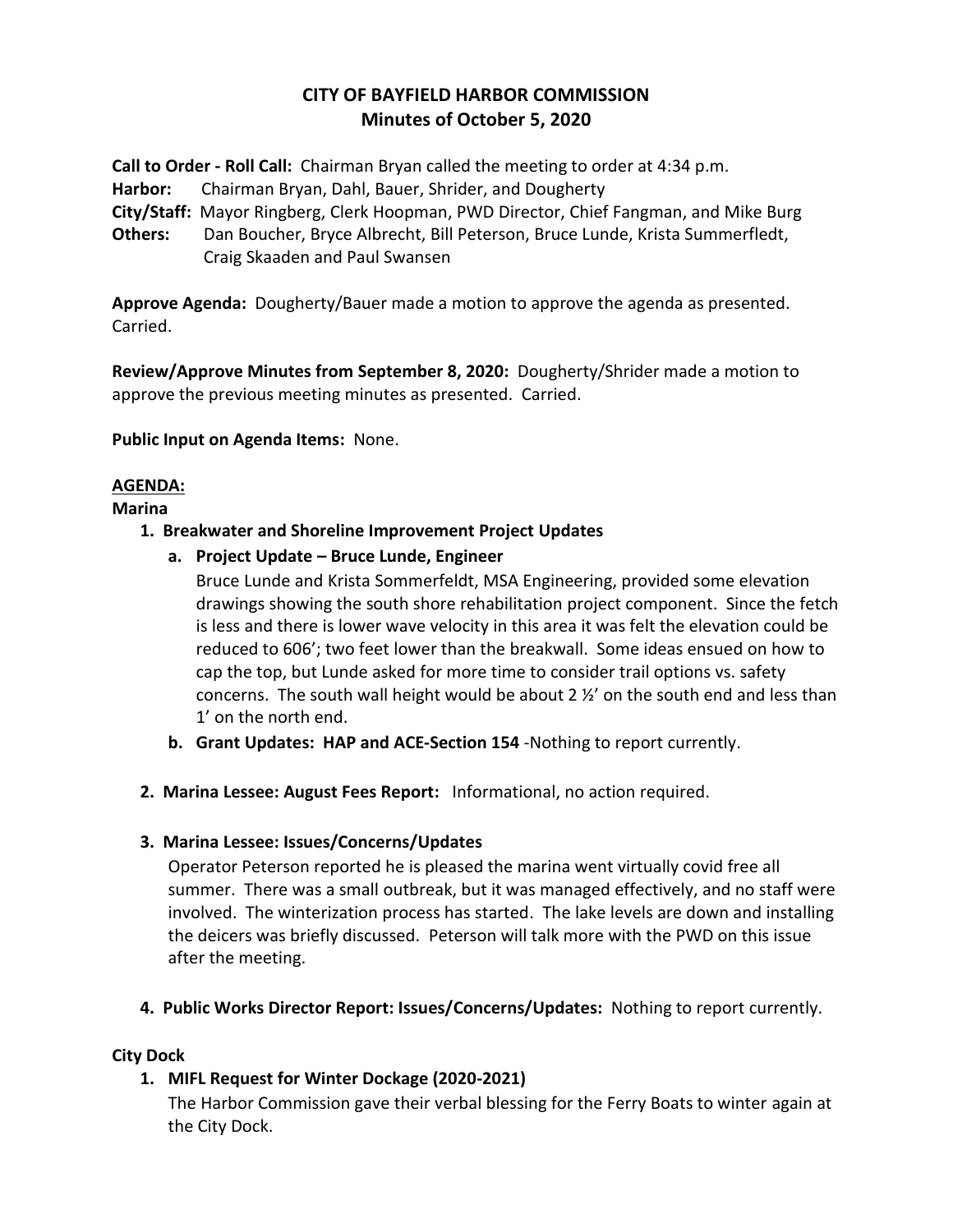# CITY OF BAYFIELD HARBOR COMMISSION
## Minutes of October 5, 2020

**Call to Order - Roll Call:** Chairman Bryan called the meeting to order at 4:34 p.m.
**Harbor:** Chairman Bryan, Dahl, Bauer, Shrider, and Dougherty
**City/Staff:** Mayor Ringberg, Clerk Hoopman, PWD Director, Chief Fangman, and Mike Burg
**Others:** Dan Boucher, Bryce Albrecht, Bill Peterson, Bruce Lunde, Krista Summerfledt, Craig Skaaden and Paul Swansen

**Approve Agenda:** Dougherty/Bauer made a motion to approve the agenda as presented. Carried.

**Review/Approve Minutes from September 8, 2020:** Dougherty/Shrider made a motion to approve the previous meeting minutes as presented. Carried.

**Public Input on Agenda Items:** None.

**AGENDA:**

**Marina**

1. **Breakwater and Shoreline Improvement Project Updates**
   a. **Project Update – Bruce Lunde, Engineer**
      Bruce Lunde and Krista Sommerfeldt, MSA Engineering, provided some elevation drawings showing the south shore rehabilitation project component. Since the fetch is less and there is lower wave velocity in this area it was felt the elevation could be reduced to 606'; two feet lower than the breakwall. Some ideas ensued on how to cap the top, but Lunde asked for more time to consider trail options vs. safety concerns. The south wall height would be about 2 ½' on the south end and less than 1' on the north end.
   b. **Grant Updates: HAP and ACE-Section 154** -Nothing to report currently.

2. **Marina Lessee: August Fees Report:** Informational, no action required.

3. **Marina Lessee: Issues/Concerns/Updates**
   Operator Peterson reported he is pleased the marina went virtually covid free all summer. There was a small outbreak, but it was managed effectively, and no staff were involved. The winterization process has started. The lake levels are down and installing the deicers was briefly discussed. Peterson will talk more with the PWD on this issue after the meeting.

4. **Public Works Director Report: Issues/Concerns/Updates:** Nothing to report currently.

**City Dock**

1. **MIFL Request for Winter Dockage (2020-2021)**
   The Harbor Commission gave their verbal blessing for the Ferry Boats to winter again at the City Dock.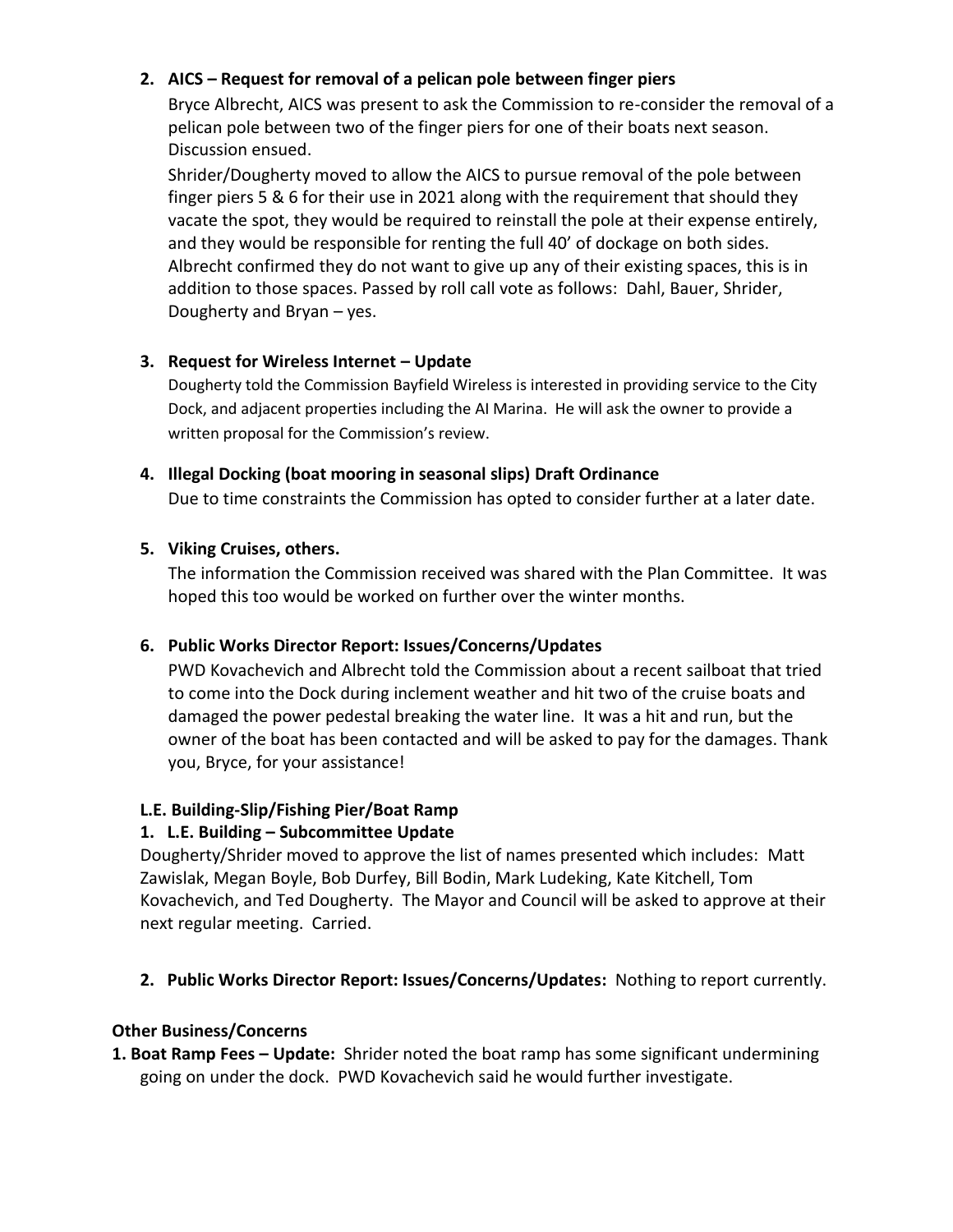2. **AICS – Request for removal of a pelican pole between finger piers**

   Bryce Albrecht, AICS was present to ask the Commission to re-consider the removal of a pelican pole between two of the finger piers for one of their boats next season. Discussion ensued.

   Shrider/Dougherty moved to allow the AICS to pursue removal of the pole between finger piers 5 & 6 for their use in 2021 along with the requirement that should they vacate the spot, they would be required to reinstall the pole at their expense entirely, and they would be responsible for renting the full 40' of dockage on both sides. Albrecht confirmed they do not want to give up any of their existing spaces, this is in addition to those spaces. Passed by roll call vote as follows: Dahl, Bauer, Shrider, Dougherty and Bryan – yes.

3. **Request for Wireless Internet – Update**

   Dougherty told the Commission Bayfield Wireless is interested in providing service to the City Dock, and adjacent properties including the AI Marina. He will ask the owner to provide a written proposal for the Commission's review.

4. **Illegal Docking (boat mooring in seasonal slips) Draft Ordinance**

   Due to time constraints the Commission has opted to consider further at a later date.

5. **Viking Cruises, others.**

   The information the Commission received was shared with the Plan Committee. It was hoped this too would be worked on further over the winter months.

6. **Public Works Director Report: Issues/Concerns/Updates**

   PWD Kovachevich and Albrecht told the Commission about a recent sailboat that tried to come into the Dock during inclement weather and hit two of the cruise boats and damaged the power pedestal breaking the water line. It was a hit and run, but the owner of the boat has been contacted and will be asked to pay for the damages. Thank you, Bryce, for your assistance!

**L.E. Building-Slip/Fishing Pier/Boat Ramp**

**1. L.E. Building – Subcommittee Update**

Dougherty/Shrider moved to approve the list of names presented which includes: Matt Zawislak, Megan Boyle, Bob Durfey, Bill Bodin, Mark Ludeking, Kate Kitchell, Tom Kovachevich, and Ted Dougherty. The Mayor and Council will be asked to approve at their next regular meeting. Carried.

2. **Public Works Director Report: Issues/Concerns/Updates:** Nothing to report currently.

**Other Business/Concerns**

**1. Boat Ramp Fees – Update:** Shrider noted the boat ramp has some significant undermining going on under the dock. PWD Kovachevich said he would further investigate.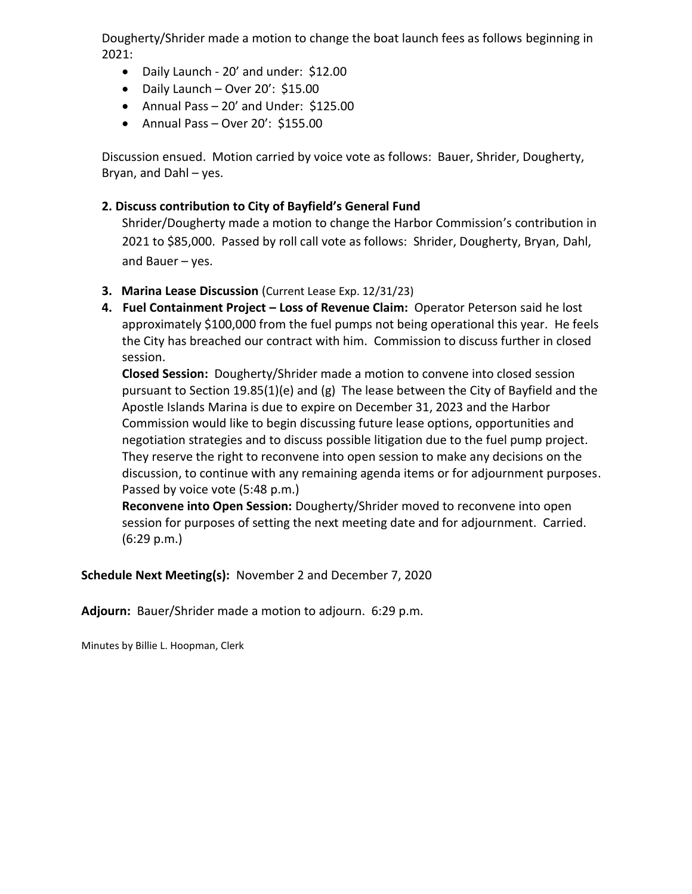Dougherty/Shrider made a motion to change the boat launch fees as follows beginning in 2021:

- Daily Launch - 20' and under: $12.00
- Daily Launch – Over 20': $15.00
- Annual Pass – 20' and Under: $125.00
- Annual Pass – Over 20': $155.00

Discussion ensued. Motion carried by voice vote as follows: Bauer, Shrider, Dougherty, Bryan, and Dahl – yes.

**2. Discuss contribution to City of Bayfield's General Fund**

Shrider/Dougherty made a motion to change the Harbor Commission's contribution in 2021 to $85,000. Passed by roll call vote as follows: Shrider, Dougherty, Bryan, Dahl, and Bauer – yes.

**3. Marina Lease Discussion** (Current Lease Exp. 12/31/23)

**4. Fuel Containment Project – Loss of Revenue Claim:** Operator Peterson said he lost approximately $100,000 from the fuel pumps not being operational this year. He feels the City has breached our contract with him. Commission to discuss further in closed session.

**Closed Session:** Dougherty/Shrider made a motion to convene into closed session pursuant to Section 19.85(1)(e) and (g) The lease between the City of Bayfield and the Apostle Islands Marina is due to expire on December 31, 2023 and the Harbor Commission would like to begin discussing future lease options, opportunities and negotiation strategies and to discuss possible litigation due to the fuel pump project. They reserve the right to reconvene into open session to make any decisions on the discussion, to continue with any remaining agenda items or for adjournment purposes. Passed by voice vote (5:48 p.m.)

**Reconvene into Open Session:** Dougherty/Shrider moved to reconvene into open session for purposes of setting the next meeting date and for adjournment. Carried. (6:29 p.m.)

**Schedule Next Meeting(s):** November 2 and December 7, 2020

**Adjourn:** Bauer/Shrider made a motion to adjourn. 6:29 p.m.

Minutes by Billie L. Hoopman, Clerk